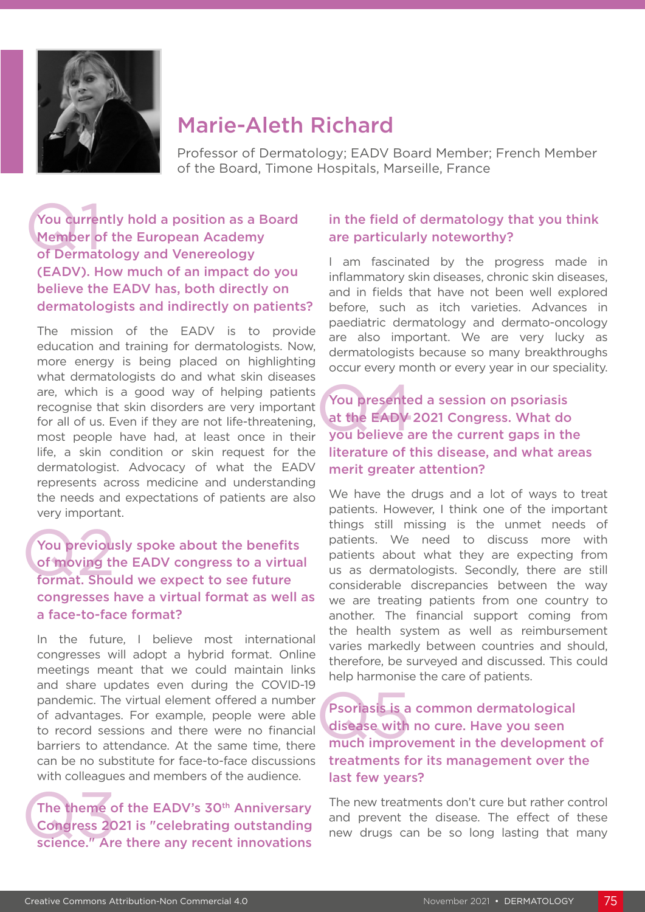# Marie-Aleth Richard

Professor of Dermatology; EADV Board Member; French Member of the Board, Timone Hospitals, Marseille, France

### Q1 You currently hold a position as a Board Member of the European Academy of Dermatology and Venereology (EADV). How much of an impact do you believe the EADV has, both directly on dermatologists and indirectly on patients?

The mission of the EADV is to provide education and training for dermatologists. Now, more energy is being placed on highlighting what dermatologists do and what skin diseases are, which is a good way of helping patients recognise that skin disorders are very important for all of us. Even if they are not life-threatening, most people have had, at least once in their life, a skin condition or skin request for the dermatologist. Advocacy of what the EADV represents across medicine and understanding the needs and expectations of patients are also very important.

### Q2 You previously spoke about the benefits of moving the EADV congress to a virtual format. Should we expect to see future congresses have a virtual format as well as a face-to-face format?

In the future, I believe most international congresses will adopt a hybrid format. Online meetings meant that we could maintain links and share updates even during the COVID-19 pandemic. The virtual element offered a number of advantages. For example, people were able to record sessions and there were no financial barriers to attendance. At the same time, there can be no substitute for face-to-face discussions with colleagues and members of the audience.

### Q3 The theme of the EADV's 30th Anniversary Congress 2021 is "celebrating outstanding science." Are there any recent innovations in the field of dermatology that you think are particularly noteworthy?

I am fascinated by the progress made in inflammatory skin diseases, chronic skin diseases, and in fields that have not been well explored before, such as itch varieties. Advances in paediatric dermatology and dermato-oncology are also important. We are very lucky as dermatologists because so many breakthroughs occur every month or every year in our speciality.

### Q4 You presented a session on psoriasis at the EADV 2021 Congress. What do you believe are the current gaps in the literature of this disease, and what areas merit greater attention?

We have the drugs and a lot of ways to treat patients. However, I think one of the important things still missing is the unmet needs of patients. We need to discuss more with patients about what they are expecting from us as dermatologists. Secondly, there are still considerable discrepancies between the way we are treating patients from one country to another. The financial support coming from the health system as well as reimbursement varies markedly between countries and should, therefore, be surveyed and discussed. This could help harmonise the care of patients.

### Q5 Psoriasis is a common dermatological disease with no cure. Have you seen much improvement in the development of treatments for its management over the last few years?

The new treatments don't cure but rather control and prevent the disease. The effect of these new drugs can be so long lasting that many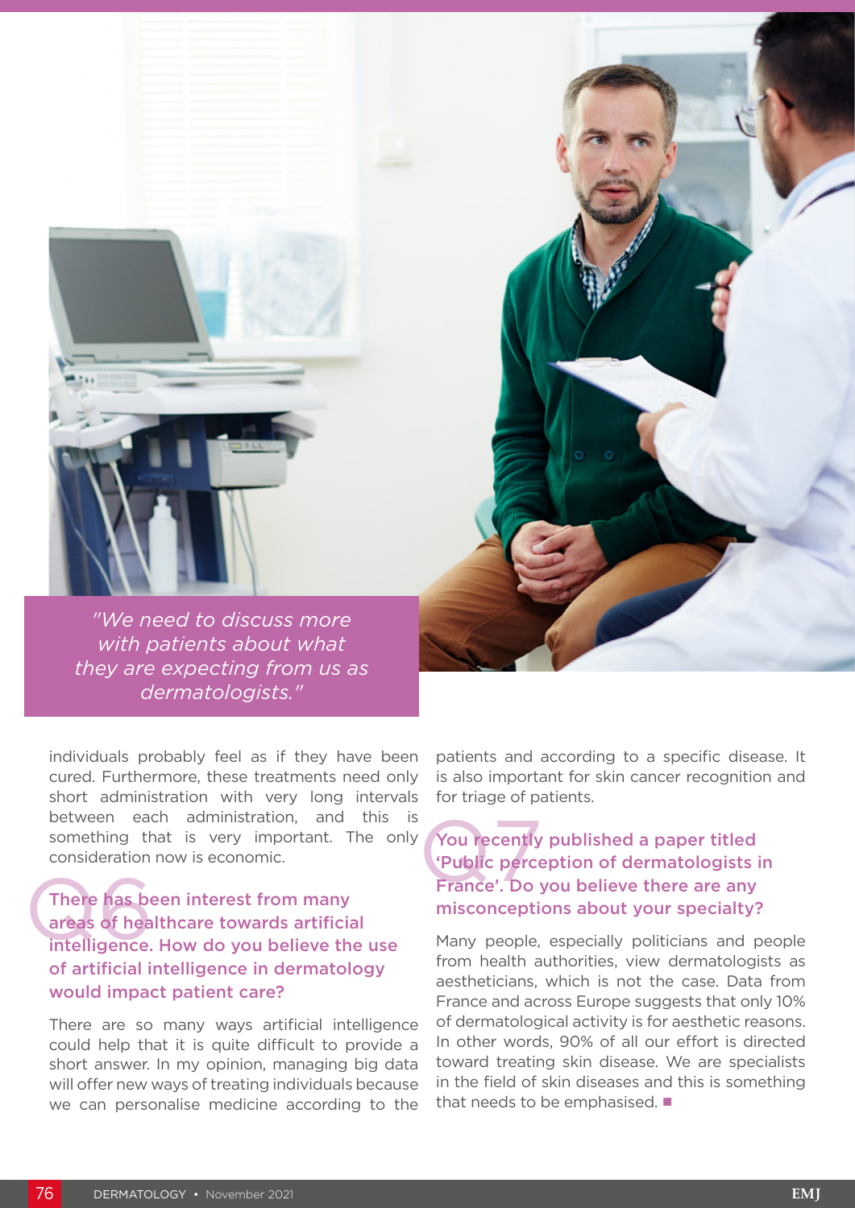> "We need to discuss more with patients about what they are expecting from us as dermatologists."

individuals probably feel as if they have been cured. Furthermore, these treatments need only short administration with very long intervals between each administration, and this is something that is very important. The only consideration now is economic.

### Q6 There has been interest from many areas of healthcare towards artificial intelligence. How do you believe the use of artificial intelligence in dermatology would impact patient care?

There are so many ways artificial intelligence could help that it is quite difficult to provide a short answer. In my opinion, managing big data will offer new ways of treating individuals because we can personalise medicine according to the patients and according to a specific disease. It is also important for skin cancer recognition and for triage of patients.

### Q7 You recently published a paper titled 'Public perception of dermatologists in France'. Do you believe there are any misconceptions about your specialty?

Many people, especially politicians and people from health authorities, view dermatologists as aestheticians, which is not the case. Data from France and across Europe suggests that only 10% of dermatological activity is for aesthetic reasons. In other words, 90% of all our effort is directed toward treating skin disease. We are specialists in the field of skin diseases and this is something that needs to be emphasised. ■